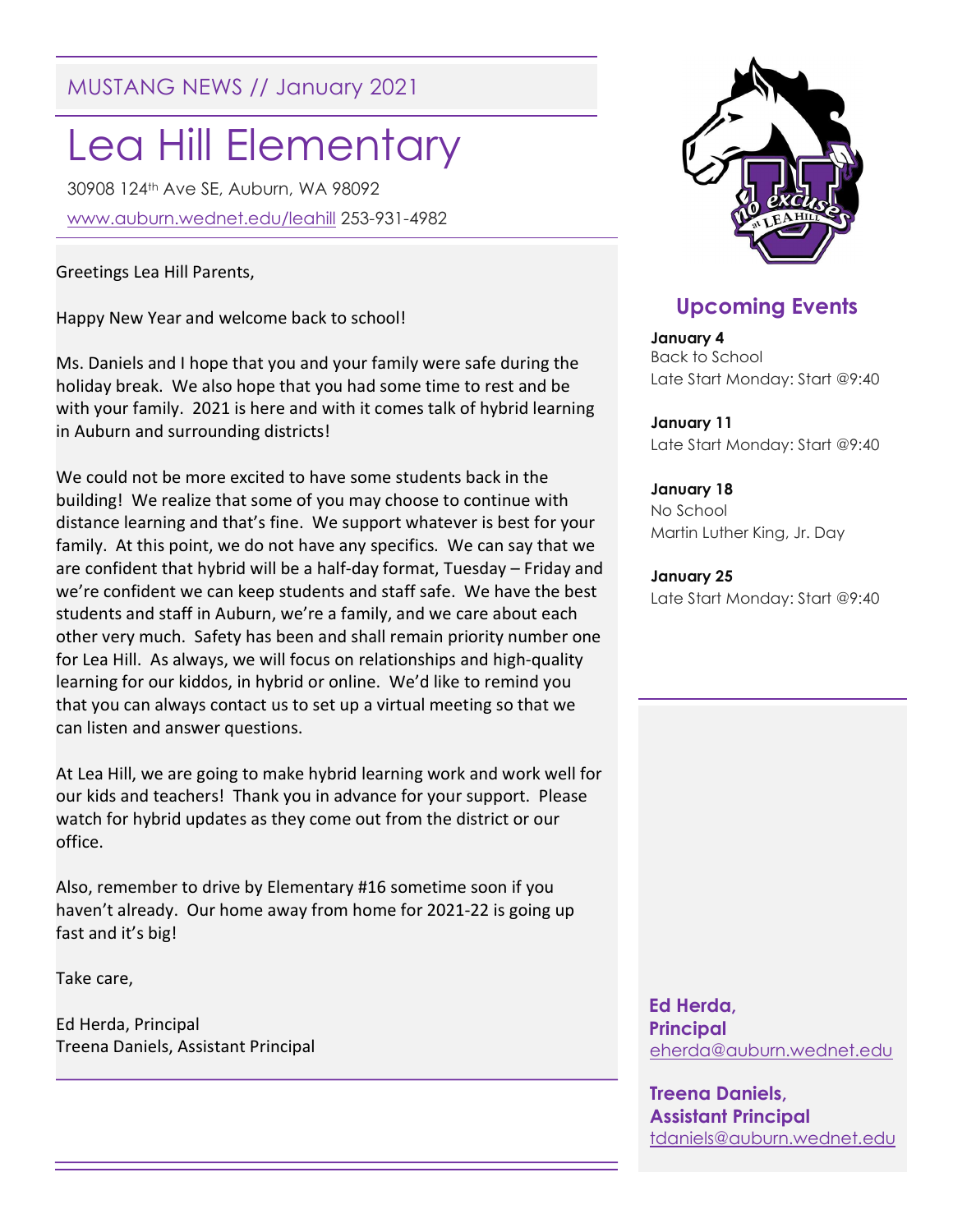MUSTANG NEWS // January 2021

# Lea Hill Elementary

30908 124th Ave SE, Auburn, WA 98092

www.auburn.wednet.edu/leahill 253-931-4982

Greetings Lea Hill Parents,

Happy New Year and welcome back to school!

Ms. Daniels and I hope that you and your family were safe during the holiday break. We also hope that you had some time to rest and be with your family. 2021 is here and with it comes talk of hybrid learning in Auburn and surrounding districts!

We could not be more excited to have some students back in the building! We realize that some of you may choose to continue with distance learning and that's fine. We support whatever is best for your family. At this point, we do not have any specifics. We can say that we are confident that hybrid will be a half-day format, Tuesday – Friday and we're confident we can keep students and staff safe. We have the best students and staff in Auburn, we're a family, and we care about each other very much. Safety has been and shall remain priority number one for Lea Hill. As always, we will focus on relationships and high-quality learning for our kiddos, in hybrid or online. We'd like to remind you that you can always contact us to set up a virtual meeting so that we can listen and answer questions.

At Lea Hill, we are going to make hybrid learning work and work well for our kids and teachers! Thank you in advance for your support. Please watch for hybrid updates as they come out from the district or our office.

Also, remember to drive by Elementary #16 sometime soon if you haven't already. Our home away from home for 2021-22 is going up fast and it's big!

Take care,

Ed Herda, Principal
Treena Daniels, Assistant Principal

## Upcoming Events

**January 4**
Back to School
Late Start Monday: Start @9:40

**January 11**
Late Start Monday: Start @9:40

**January 18**
No School
Martin Luther King, Jr. Day

**January 25**
Late Start Monday: Start @9:40

**Ed Herda, Principal**
eherda@auburn.wednet.edu

**Treena Daniels, Assistant Principal**
tdaniels@auburn.wednet.edu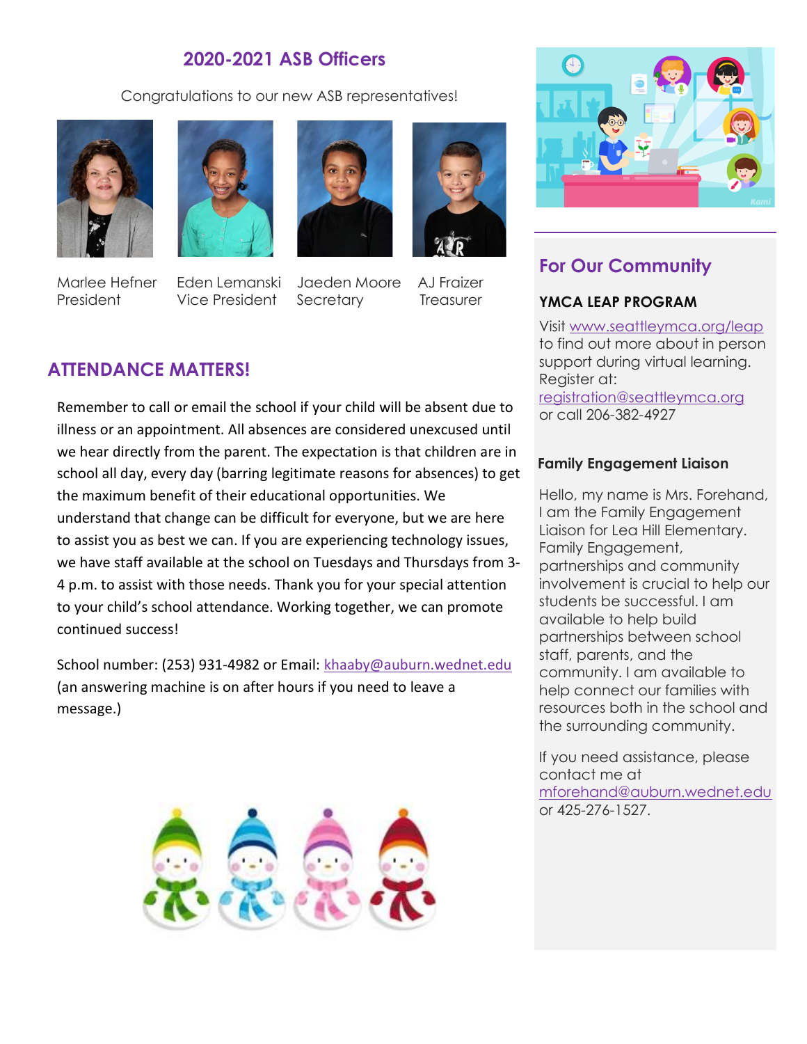## 2020-2021 ASB Officers

Congratulations to our new ASB representatives!

Marlee Hefner
President

Eden Lemanski
Vice President

Jaeden Moore
Secretary

AJ Fraizer
Treasurer

## ATTENDANCE MATTERS!

Remember to call or email the school if your child will be absent due to illness or an appointment. All absences are considered unexcused until we hear directly from the parent. The expectation is that children are in school all day, every day (barring legitimate reasons for absences) to get the maximum benefit of their educational opportunities. We understand that change can be difficult for everyone, but we are here to assist you as best we can. If you are experiencing technology issues, we have staff available at the school on Tuesdays and Thursdays from 3-4 p.m. to assist with those needs. Thank you for your special attention to your child's school attendance. Working together, we can promote continued success!

School number: (253) 931-4982 or Email: khaaby@auburn.wednet.edu (an answering machine is on after hours if you need to leave a message.)

## For Our Community

### YMCA LEAP PROGRAM

Visit www.seattleymca.org/leap to find out more about in person support during virtual learning. Register at: registration@seattleymca.org or call 206-382-4927

### Family Engagement Liaison

Hello, my name is Mrs. Forehand, I am the Family Engagement Liaison for Lea Hill Elementary. Family Engagement, partnerships and community involvement is crucial to help our students be successful. I am available to help build partnerships between school staff, parents, and the community. I am available to help connect our families with resources both in the school and the surrounding community.

If you need assistance, please contact me at mforehand@auburn.wednet.edu or 425-276-1527.